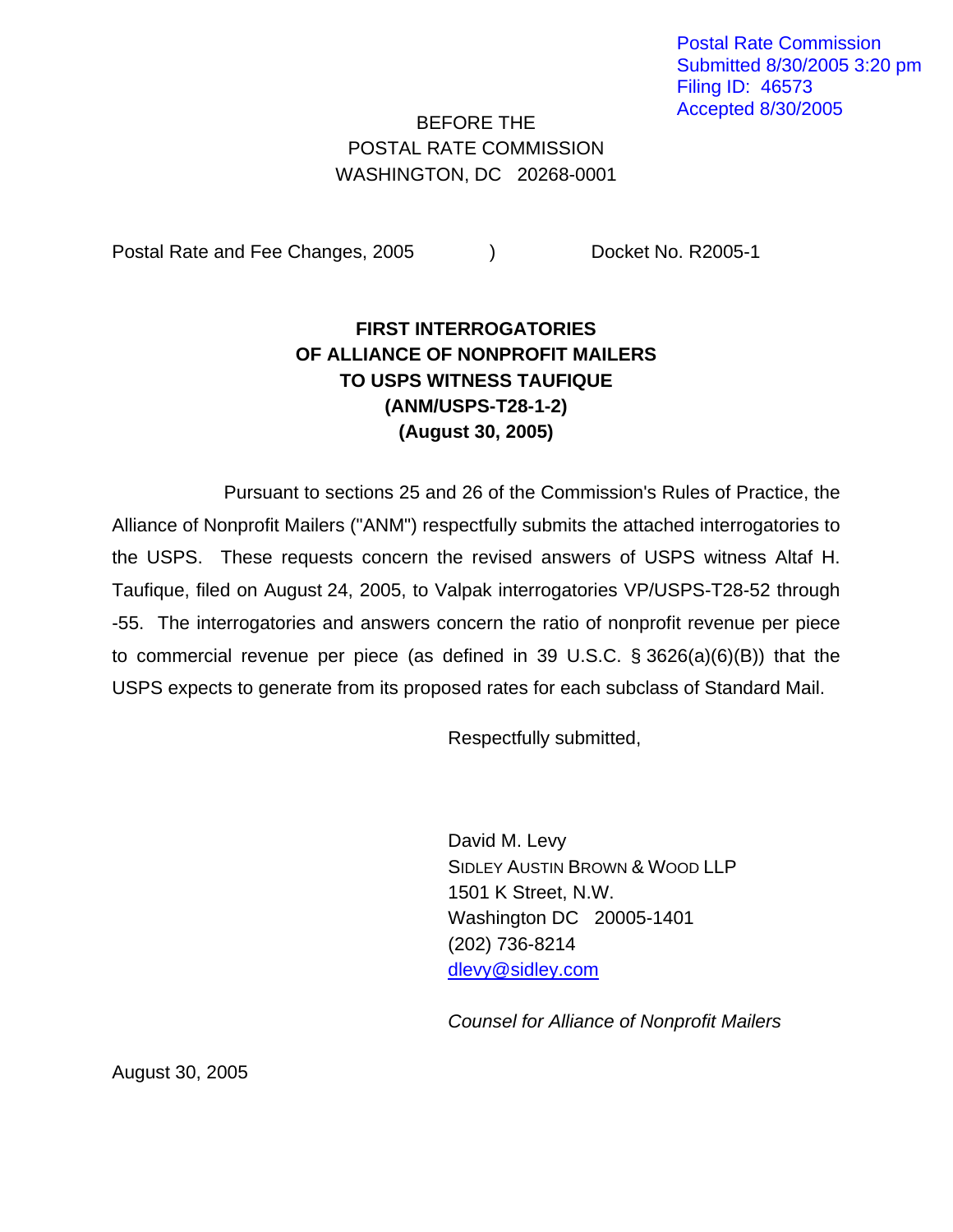Postal Rate Commission
Submitted 8/30/2005 3:20 pm
Filing ID: 46573
Accepted 8/30/2005

BEFORE THE
POSTAL RATE COMMISSION
WASHINGTON, DC 20268-0001

Postal Rate and Fee Changes, 2005 ) Docket No. R2005-1

**FIRST INTERROGATORIES**
**OF ALLIANCE OF NONPROFIT MAILERS**
**TO USPS WITNESS TAUFIQUE**
**(ANM/USPS-T28-1-2)**
**(August 30, 2005)**

Pursuant to sections 25 and 26 of the Commission's Rules of Practice, the Alliance of Nonprofit Mailers ("ANM") respectfully submits the attached interrogatories to the USPS. These requests concern the revised answers of USPS witness Altaf H. Taufique, filed on August 24, 2005, to Valpak interrogatories VP/USPS-T28-52 through -55. The interrogatories and answers concern the ratio of nonprofit revenue per piece to commercial revenue per piece (as defined in 39 U.S.C. § 3626(a)(6)(B)) that the USPS expects to generate from its proposed rates for each subclass of Standard Mail.

Respectfully submitted,

David M. Levy
SIDLEY AUSTIN BROWN & WOOD LLP
1501 K Street, N.W.
Washington DC 20005-1401
(202) 736-8214
dlevy@sidley.com

*Counsel for Alliance of Nonprofit Mailers*

August 30, 2005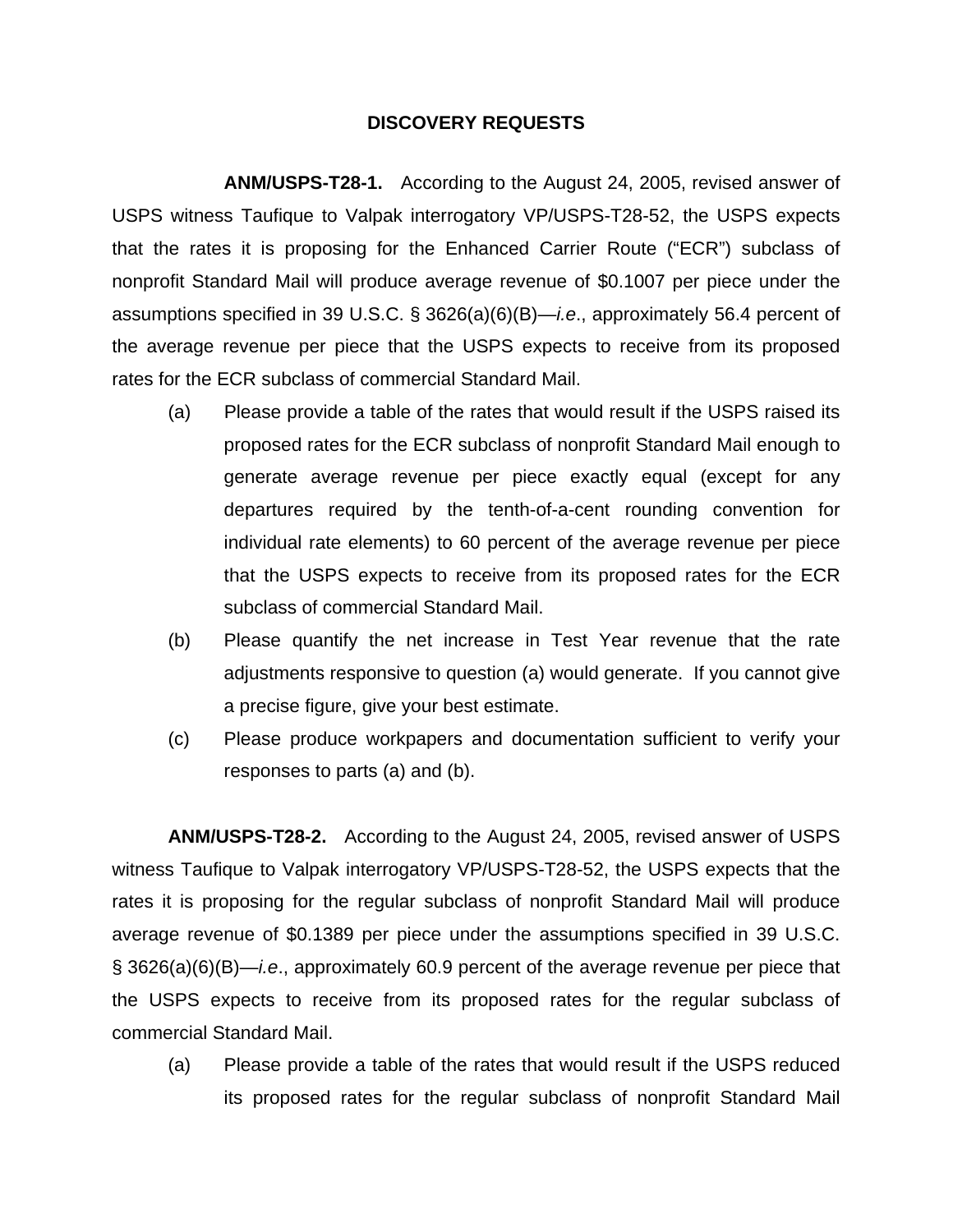## DISCOVERY REQUESTS

**ANM/USPS-T28-1.** According to the August 24, 2005, revised answer of USPS witness Taufique to Valpak interrogatory VP/USPS-T28-52, the USPS expects that the rates it is proposing for the Enhanced Carrier Route ("ECR") subclass of nonprofit Standard Mail will produce average revenue of $0.1007 per piece under the assumptions specified in 39 U.S.C. § 3626(a)(6)(B)—*i.e*., approximately 56.4 percent of the average revenue per piece that the USPS expects to receive from its proposed rates for the ECR subclass of commercial Standard Mail.

(a) Please provide a table of the rates that would result if the USPS raised its proposed rates for the ECR subclass of nonprofit Standard Mail enough to generate average revenue per piece exactly equal (except for any departures required by the tenth-of-a-cent rounding convention for individual rate elements) to 60 percent of the average revenue per piece that the USPS expects to receive from its proposed rates for the ECR subclass of commercial Standard Mail.

(b) Please quantify the net increase in Test Year revenue that the rate adjustments responsive to question (a) would generate. If you cannot give a precise figure, give your best estimate.

(c) Please produce workpapers and documentation sufficient to verify your responses to parts (a) and (b).

**ANM/USPS-T28-2.** According to the August 24, 2005, revised answer of USPS witness Taufique to Valpak interrogatory VP/USPS-T28-52, the USPS expects that the rates it is proposing for the regular subclass of nonprofit Standard Mail will produce average revenue of $0.1389 per piece under the assumptions specified in 39 U.S.C. § 3626(a)(6)(B)—*i.e*., approximately 60.9 percent of the average revenue per piece that the USPS expects to receive from its proposed rates for the regular subclass of commercial Standard Mail.

(a) Please provide a table of the rates that would result if the USPS reduced its proposed rates for the regular subclass of nonprofit Standard Mail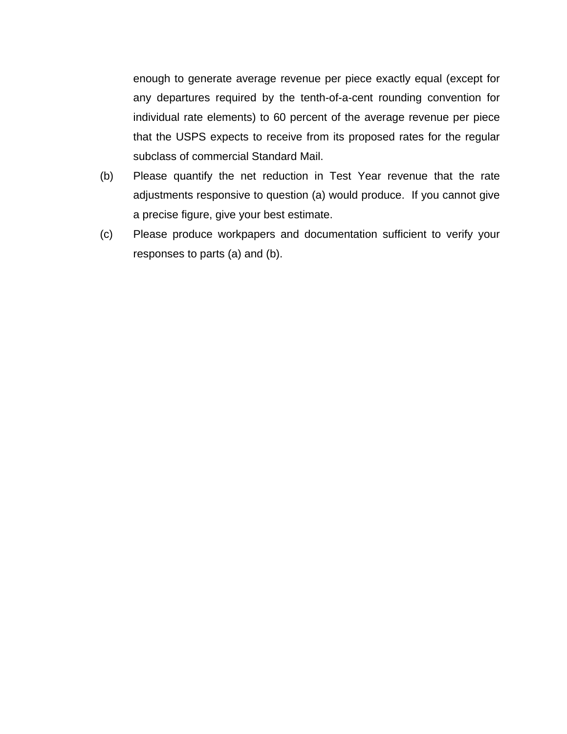enough to generate average revenue per piece exactly equal (except for any departures required by the tenth-of-a-cent rounding convention for individual rate elements) to 60 percent of the average revenue per piece that the USPS expects to receive from its proposed rates for the regular subclass of commercial Standard Mail.

(b) Please quantify the net reduction in Test Year revenue that the rate adjustments responsive to question (a) would produce. If you cannot give a precise figure, give your best estimate.

(c) Please produce workpapers and documentation sufficient to verify your responses to parts (a) and (b).